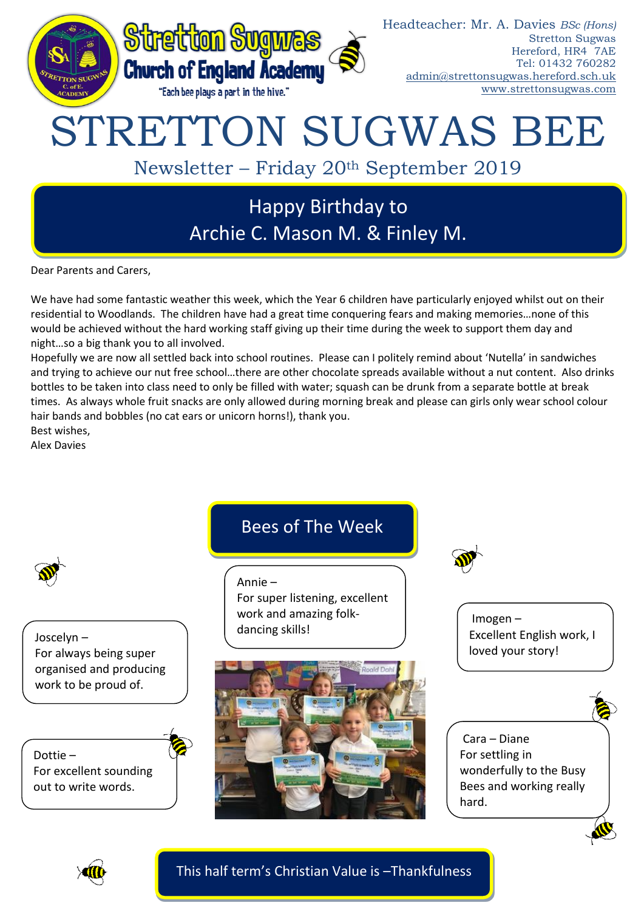Stretton Sugwas Church of England Academy

"Each bee plays a part in the hive."

Headteacher: Mr. A. Davies *BSc (Hons)*
Stretton Sugwas
Hereford, HR4 7AE
Tel: 01432 760282
admin@strettonsugwas.hereford.sch.uk
www.strettonsugwas.com

# STRETTON SUGWAS BEE

## Newsletter – Friday 20th September 2019

### Happy Birthday to Archie C. Mason M. & Finley M.

Dear Parents and Carers,

We have had some fantastic weather this week, which the Year 6 children have particularly enjoyed whilst out on their residential to Woodlands. The children have had a great time conquering fears and making memories…none of this would be achieved without the hard working staff giving up their time during the week to support them day and night…so a big thank you to all involved.

Hopefully we are now all settled back into school routines. Please can I politely remind about 'Nutella' in sandwiches and trying to achieve our nut free school…there are other chocolate spreads available without a nut content. Also drinks bottles to be taken into class need to only be filled with water; squash can be drunk from a separate bottle at break times. As always whole fruit snacks are only allowed during morning break and please can girls only wear school colour hair bands and bobbles (no cat ears or unicorn horns!), thank you.

Best wishes,
Alex Davies

## Bees of The Week

Joscelyn –
For always being super organised and producing work to be proud of.

Dottie –
For excellent sounding out to write words.

Annie –
For super listening, excellent work and amazing folk-dancing skills!

Imogen –
Excellent English work, I loved your story!

Cara – Diane
For settling in wonderfully to the Busy Bees and working really hard.

**This half term's Christian Value is –Thankfulness**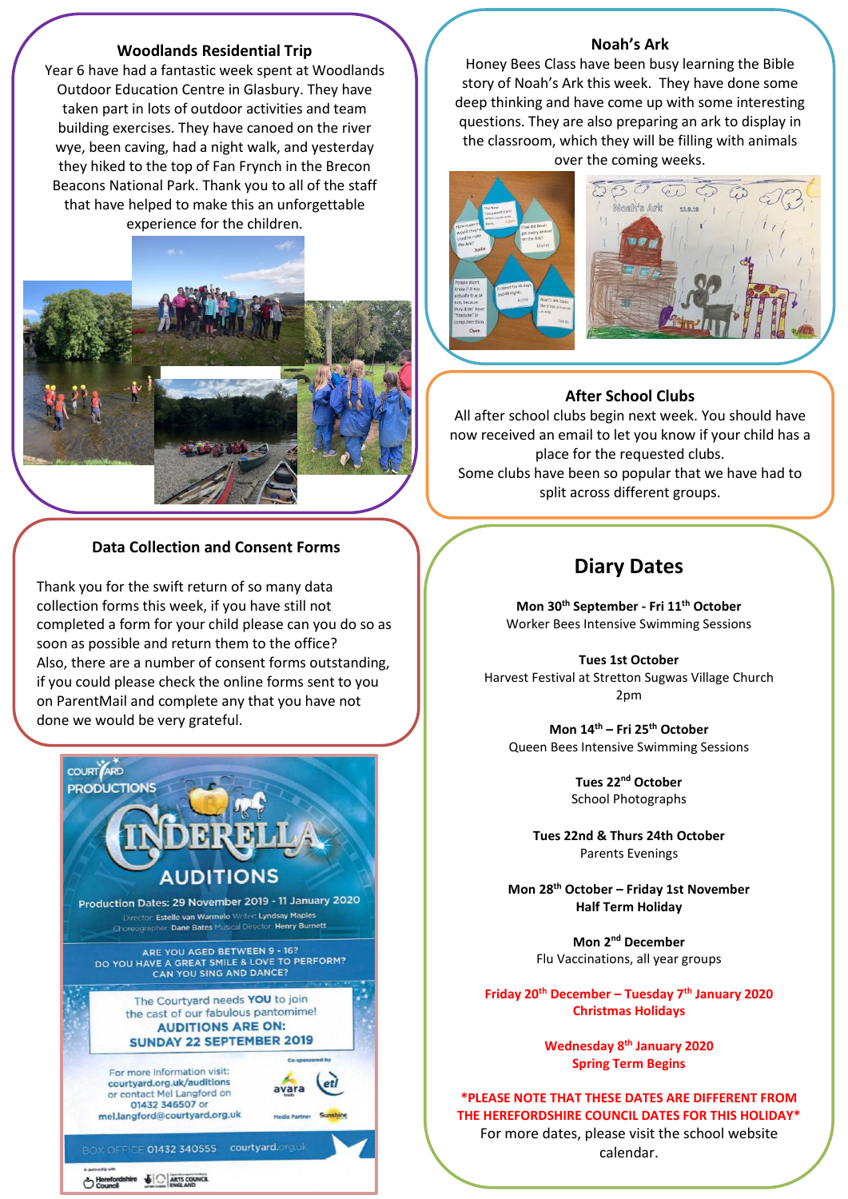## Woodlands Residential Trip

Year 6 have had a fantastic week spent at Woodlands Outdoor Education Centre in Glasbury. They have taken part in lots of outdoor activities and team building exercises. They have canoed on the river wye, been caving, had a night walk, and yesterday they hiked to the top of Fan Frynch in the Brecon Beacons National Park. Thank you to all of the staff that have helped to make this an unforgettable experience for the children.

## Noah's Ark

Honey Bees Class have been busy learning the Bible story of Noah's Ark this week. They have done some deep thinking and have come up with some interesting questions. They are also preparing an ark to display in the classroom, which they will be filling with animals over the coming weeks.

## After School Clubs

All after school clubs begin next week. You should have now received an email to let you know if your child has a place for the requested clubs.
Some clubs have been so popular that we have had to split across different groups.

## Data Collection and Consent Forms

Thank you for the swift return of so many data collection forms this week, if you have still not completed a form for your child please can you do so as soon as possible and return them to the office?
Also, there are a number of consent forms outstanding, if you could please check the online forms sent to you on ParentMail and complete any that you have not done we would be very grateful.

Courtyard Productions

# Cinderella Auditions

Production Dates: 29 November 2019 - 11 January 2020

Director: Estelle van Warmelo Writer: Lyndsay Maples
Choreographer: Dane Bates Musical Director: Henry Burnett

ARE YOU AGED BETWEEN 9 - 16?
DO YOU HAVE A GREAT SMILE & LOVE TO PERFORM?
CAN YOU SING AND DANCE?

The Courtyard needs **YOU** to join the cast of our fabulous pantomime!
**AUDITIONS ARE ON:**
**SUNDAY 22 SEPTEMBER 2019**

For more information visit:
courtyard.org.uk/auditions
or contact Mel Langford on
01432 346507 or
mel.langford@courtyard.org.uk

Co-sponsored by avara, eti
Media Partner Sunshine

BOX OFFICE 01432 340555 courtyard.org.uk

In partnership with Herefordshire Council, Arts Council England

## Diary Dates

**Mon 30th September - Fri 11th October**
Worker Bees Intensive Swimming Sessions

**Tues 1st October**
Harvest Festival at Stretton Sugwas Village Church
2pm

**Mon 14th – Fri 25th October**
Queen Bees Intensive Swimming Sessions

**Tues 22nd October**
School Photographs

**Tues 22nd & Thurs 24th October**
Parents Evenings

**Mon 28th October – Friday 1st November**
**Half Term Holiday**

**Mon 2nd December**
Flu Vaccinations, all year groups

**Friday 20th December – Tuesday 7th January 2020**
**Christmas Holidays**

**Wednesday 8th January 2020**
**Spring Term Begins**

**\*PLEASE NOTE THAT THESE DATES ARE DIFFERENT FROM THE HEREFORDSHIRE COUNCIL DATES FOR THIS HOLIDAY\***

For more dates, please visit the school website calendar.